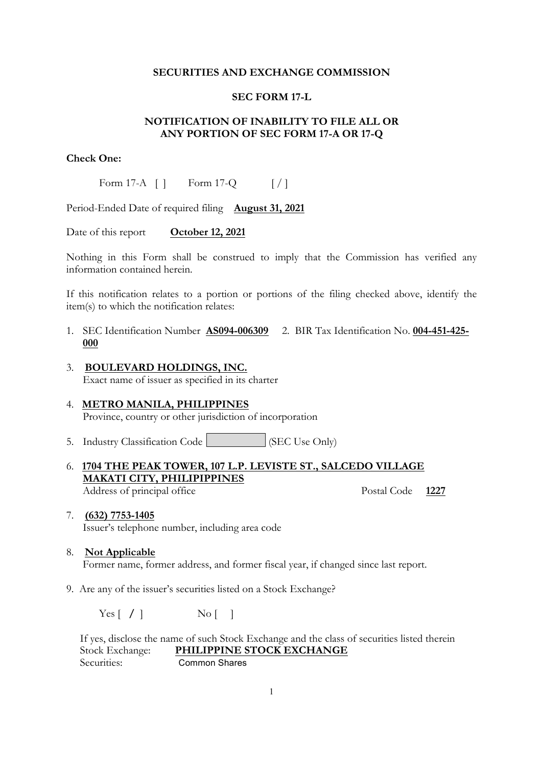**SECURITIES AND EXCHANGE COMMISSION**

**SEC FORM 17-L**

**NOTIFICATION OF INABILITY TO FILE ALL OR ANY PORTION OF SEC FORM 17-A OR 17-Q**

**Check One:**

Form 17-A [ ]  Form 17-Q [ / ]

Period-Ended Date of required filing **August 31, 2021**

Date of this report **October 12, 2021**

Nothing in this Form shall be construed to imply that the Commission has verified any information contained herein.

If this notification relates to a portion or portions of the filing checked above, identify the item(s) to which the notification relates:

1. SEC Identification Number **AS094-006309**  2. BIR Tax Identification No. **004-451-425-000**

3. **BOULEVARD HOLDINGS, INC.**
   Exact name of issuer as specified in its charter

4. **METRO MANILA, PHILIPPINES**
   Province, country or other jurisdiction of incorporation

5. Industry Classification Code [          ] (SEC Use Only)

6. **1704 THE PEAK TOWER, 107 L.P. LEVISTE ST., SALCEDO VILLAGE MAKATI CITY, PHILIPPINES**
   Address of principal office  Postal Code **1227**

7. **(632) 7753-1405**
   Issuer's telephone number, including area code

8. **Not Applicable**
   Former name, former address, and former fiscal year, if changed since last report.

9. Are any of the issuer's securities listed on a Stock Exchange?

   Yes [ / ]  No [ ]

   If yes, disclose the name of such Stock Exchange and the class of securities listed therein
   Stock Exchange: **PHILIPPINE STOCK EXCHANGE**
   Securities: Common Shares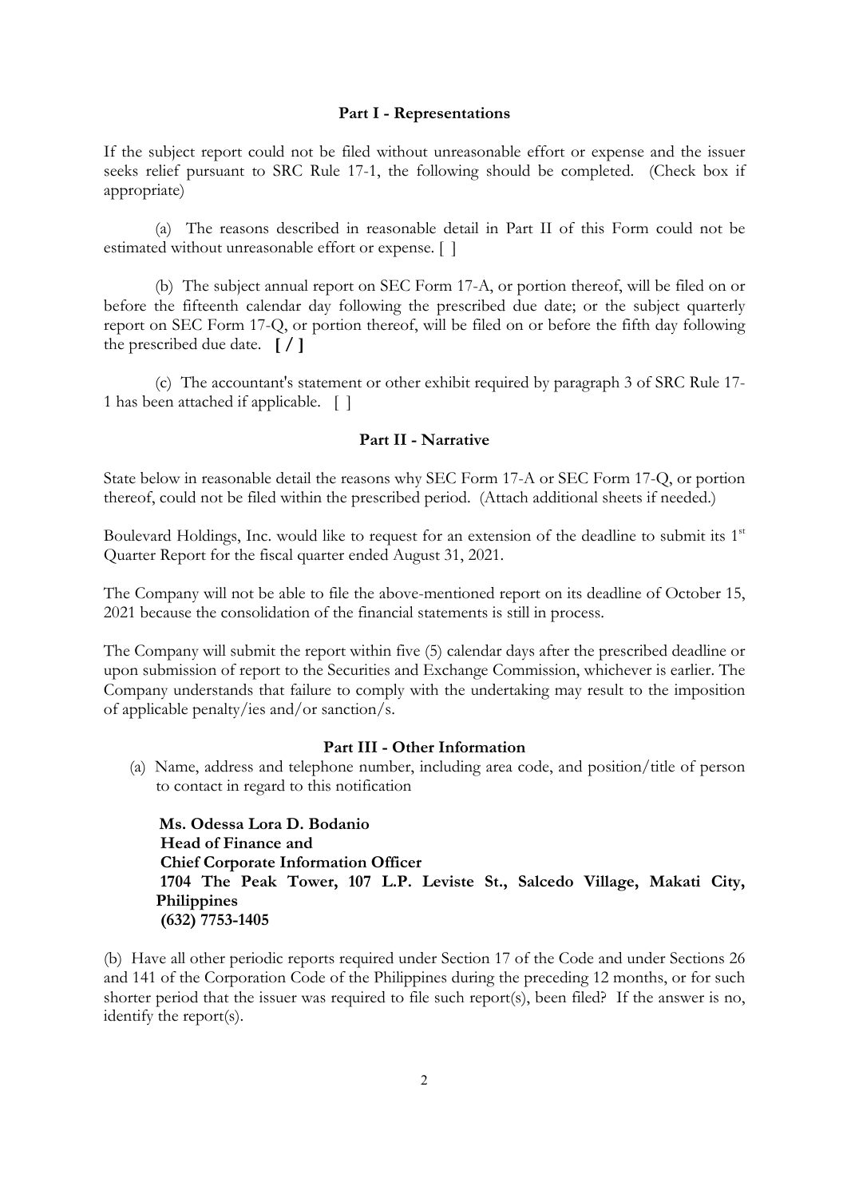## Part I - Representations

If the subject report could not be filed without unreasonable effort or expense and the issuer seeks relief pursuant to SRC Rule 17-1, the following should be completed. (Check box if appropriate)

(a) The reasons described in reasonable detail in Part II of this Form could not be estimated without unreasonable effort or expense. [ ]

(b) The subject annual report on SEC Form 17-A, or portion thereof, will be filed on or before the fifteenth calendar day following the prescribed due date; or the subject quarterly report on SEC Form 17-Q, or portion thereof, will be filed on or before the fifth day following the prescribed due date. **[ / ]**

(c) The accountant's statement or other exhibit required by paragraph 3 of SRC Rule 17-1 has been attached if applicable. [ ]

## Part II - Narrative

State below in reasonable detail the reasons why SEC Form 17-A or SEC Form 17-Q, or portion thereof, could not be filed within the prescribed period. (Attach additional sheets if needed.)

Boulevard Holdings, Inc. would like to request for an extension of the deadline to submit its 1st Quarter Report for the fiscal quarter ended August 31, 2021.

The Company will not be able to file the above-mentioned report on its deadline of October 15, 2021 because the consolidation of the financial statements is still in process.

The Company will submit the report within five (5) calendar days after the prescribed deadline or upon submission of report to the Securities and Exchange Commission, whichever is earlier. The Company understands that failure to comply with the undertaking may result to the imposition of applicable penalty/ies and/or sanction/s.

## Part III - Other Information

(a) Name, address and telephone number, including area code, and position/title of person to contact in regard to this notification

**Ms. Odessa Lora D. Bodanio**
**Head of Finance and**
**Chief Corporate Information Officer**
**1704 The Peak Tower, 107 L.P. Leviste St., Salcedo Village, Makati City, Philippines**
**(632) 7753-1405**

(b) Have all other periodic reports required under Section 17 of the Code and under Sections 26 and 141 of the Corporation Code of the Philippines during the preceding 12 months, or for such shorter period that the issuer was required to file such report(s), been filed? If the answer is no, identify the report(s).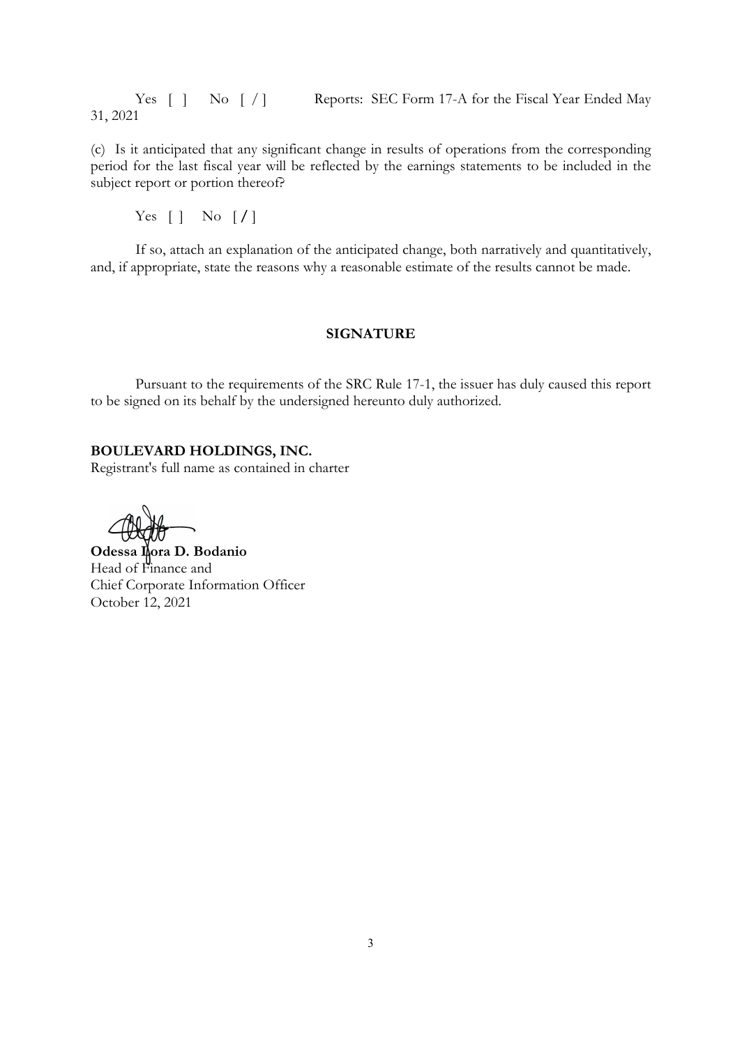Yes [ ] No [ / ] Reports: SEC Form 17-A for the Fiscal Year Ended May 31, 2021

(c) Is it anticipated that any significant change in results of operations from the corresponding period for the last fiscal year will be reflected by the earnings statements to be included in the subject report or portion thereof?

Yes [ ] No [ / ]

If so, attach an explanation of the anticipated change, both narratively and quantitatively, and, if appropriate, state the reasons why a reasonable estimate of the results cannot be made.

## SIGNATURE

Pursuant to the requirements of the SRC Rule 17-1, the issuer has duly caused this report to be signed on its behalf by the undersigned hereunto duly authorized.

**BOULEVARD HOLDINGS, INC.**
Registrant's full name as contained in charter

**Odessa Ilora D. Bodanio**
Head of Finance and
Chief Corporate Information Officer
October 12, 2021